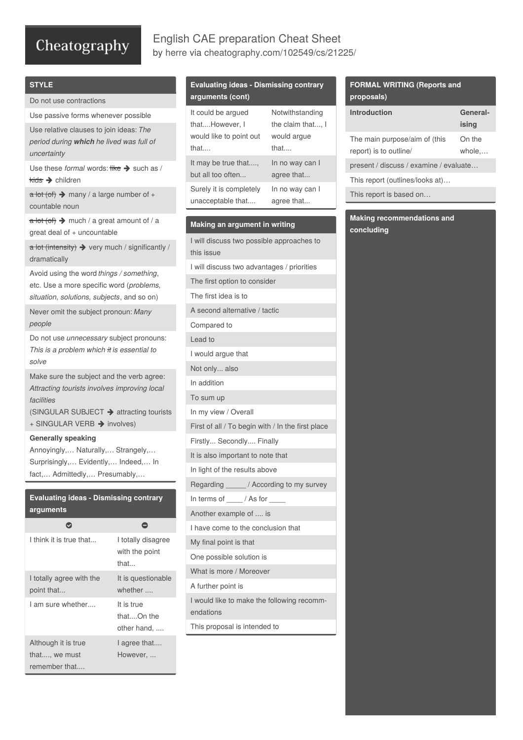# English CAE preparation Cheat Sheet

by herre via cheatography.com/102549/cs/21225/

## STYLE

| |
|---|
| Do not use contractions |
| Use passive forms whenever possible |
| Use relative clauses to join ideas: *The period during **which** he lived was full of uncertainty* |
| Use these *formal* words: ~~like~~ ➔ such as / ~~kids~~ ➔ children |
| ~~a lot (of)~~ ➔ many / a large number of + countable noun |
| ~~a lot (of)~~ ➔ much / a great amount of / a great deal of + uncountable |
| ~~a lot (intensity)~~ ➔ very much / significantly / dramatically |
| Avoid using the word *things / something*, etc. Use a more specific word (*problems, situation, solutions, subjects*, and so on) |
| Never omit the subject pronoun: *Many people* |
| Do not use *unnecessary* subject pronouns: *This is a problem which ~~it~~ is essential to solve* |
| Make sure the subject and the verb agree: *Attracting tourists involves improving local facilities* (SINGULAR SUBJECT ➔ attracting tourists + SINGULAR VERB ➔ involves) |

**Generally speaking**

Annoyingly,… Naturally,… Strangely,… Surprisingly,… Evidently,… Indeed,… In fact,… Admittedly,… Presumably,…

## Evaluating ideas - Dismissing contrary arguments

| ✔ | ⊖ |
|---|---|
| I think it is true that... | I totally disagree with the point that... |
| I totally agree with the point that... | It is questionable whether .... |
| I am sure whether.... | It is true that....On the other hand, .... |
| Although it is true that...., we must remember that.... | I agree that.... However, ... |

## Evaluating ideas - Dismissing contrary arguments (cont)

| | |
|---|---|
| It could be argued that....However, I would like to point out that.... | Notwithstanding the claim that..., I would argue that.... |
| It may be true that...., but all too often... | In no way can I agree that... |
| Surely it is completely unacceptable that.... | In no way can I agree that... |

## Making an argument in writing

| |
|---|
| I will discuss two possible approaches to this issue |
| I will discuss two advantages / priorities |
| The first option to consider |
| The first idea is to |
| A second alternative / tactic |
| Compared to |
| Lead to |
| I would argue that |
| Not only... also |
| In addition |
| To sum up |
| In my view / Overall |
| First of all / To begin with / In the first place |
| Firstly... Secondly.... Finally |
| It is also important to note that |
| In light of the results above |
| Regarding _____ / According to my survey |
| In terms of ____ / As for ____ |
| Another example of .... is |
| I have come to the conclusion that |
| My final point is that |
| One possible solution is |
| What is more / Moreover |
| A further point is |
| I would like to make the following recommendations |
| This proposal is intended to |

## FORMAL WRITING (Reports and proposals)

| Introduction | Generalising |
|---|---|
| The main purpose/aim of (this report) is to outline/ | On the whole,… |
| present / discuss / examine / evaluate… | |
| This report (outlines/looks at)… | |
| This report is based on… | |

## Making recommendations and concluding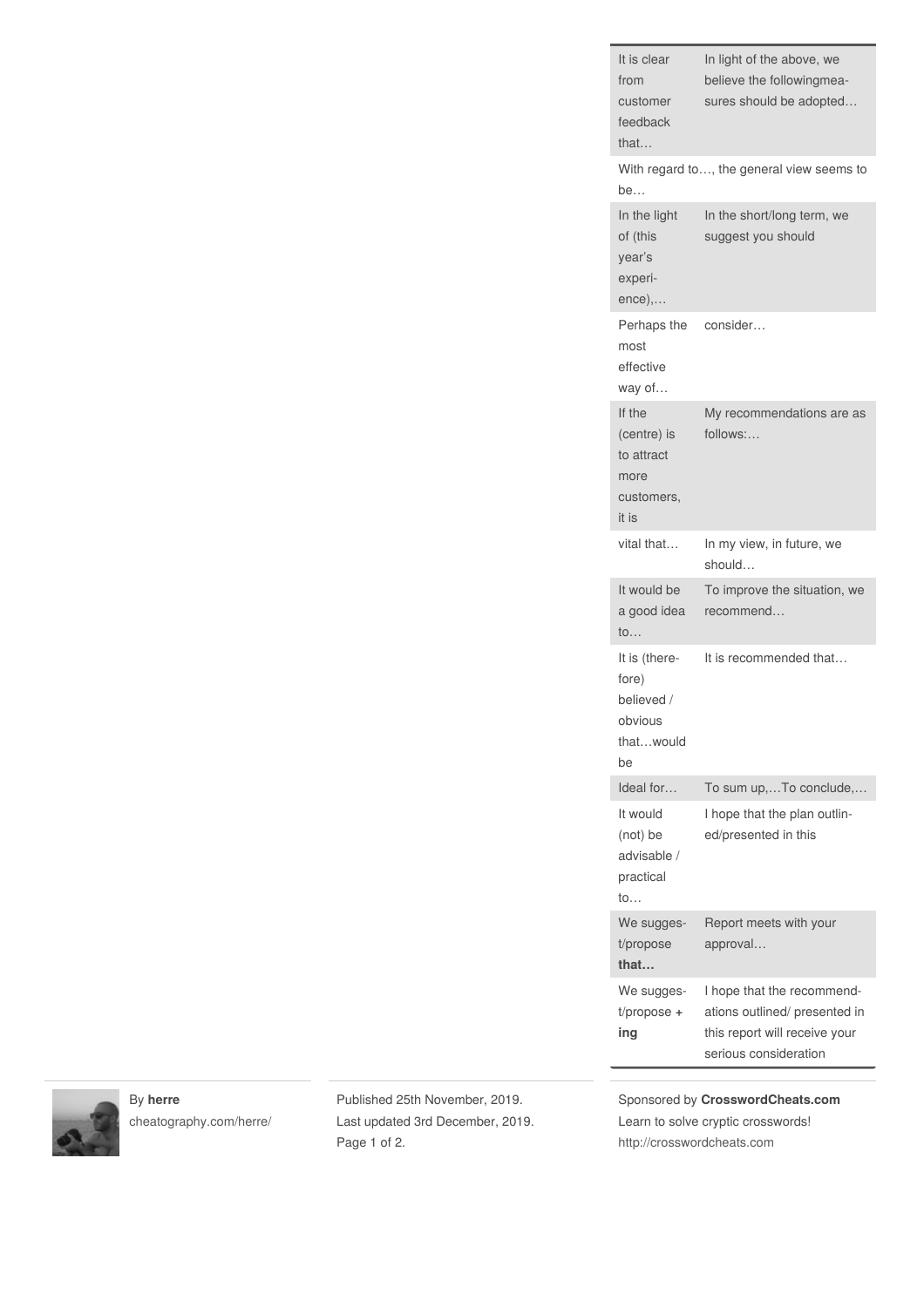| | |
|---|---|
| It is clear from customer feedback that… | In light of the above, we believe the followingmeasures should be adopted… |
| With regard to…, the general view seems to be… | |
| In the light of (this year's experience),… | In the short/long term, we suggest you should |
| Perhaps the most effective way of… | consider… |
| If the (centre) is to attract more customers, it is | My recommendations are as follows:… |
| vital that… | In my view, in future, we should… |
| It would be a good idea to… | To improve the situation, we recommend… |
| It is (therefore) believed / obvious that…would be | It is recommended that… |
| Ideal for… | To sum up,…To conclude,… |
| It would (not) be advisable / practical to… | I hope that the plan outlined/presented in this |
| We suggest/propose **that…** | Report meets with your approval… |
| We suggest/propose **+ ing** | I hope that the recommendations outlined/ presented in this report will receive your serious consideration |